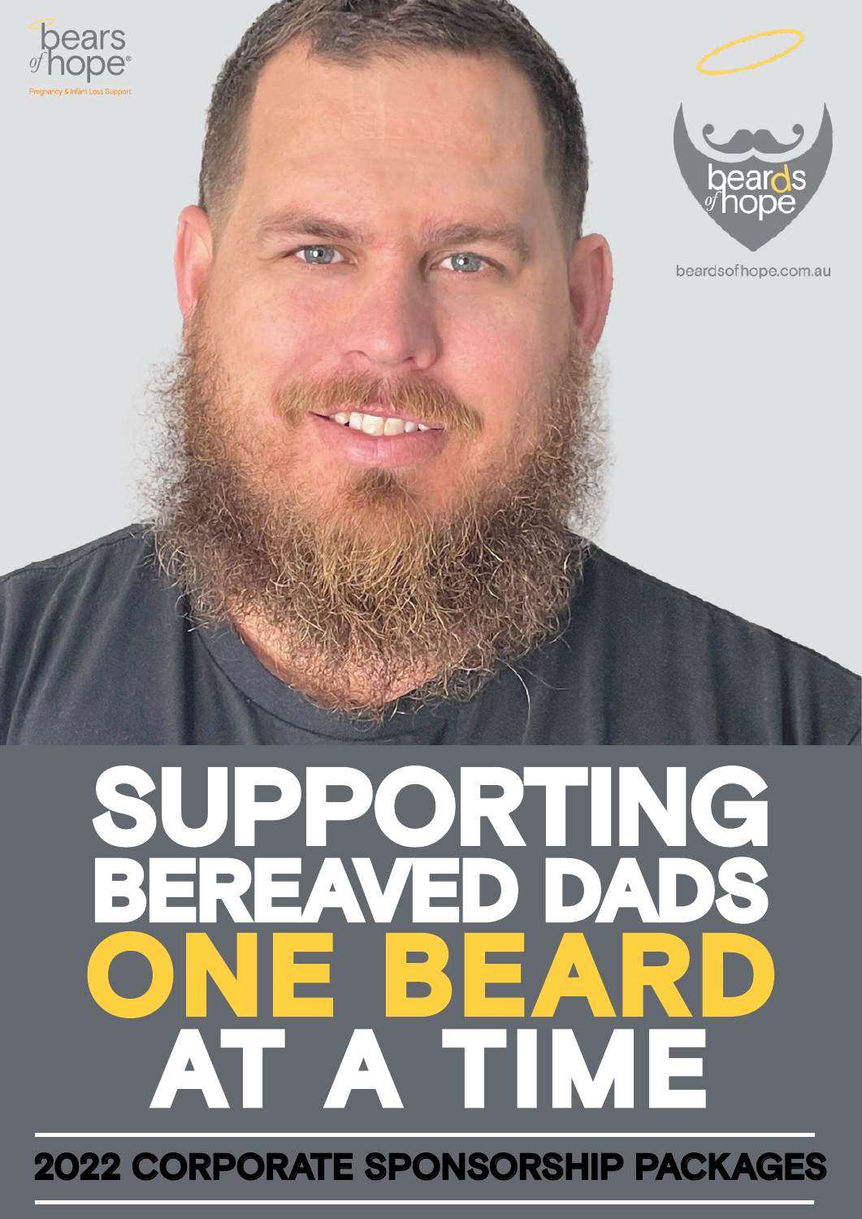bears of hope

Pregnancy & Infant Loss Support

beards of hope

beardsofhope.com.au

# SUPPORTING BEREAVED DADS ONE BEARD AT A TIME

## 2022 CORPORATE SPONSORSHIP PACKAGES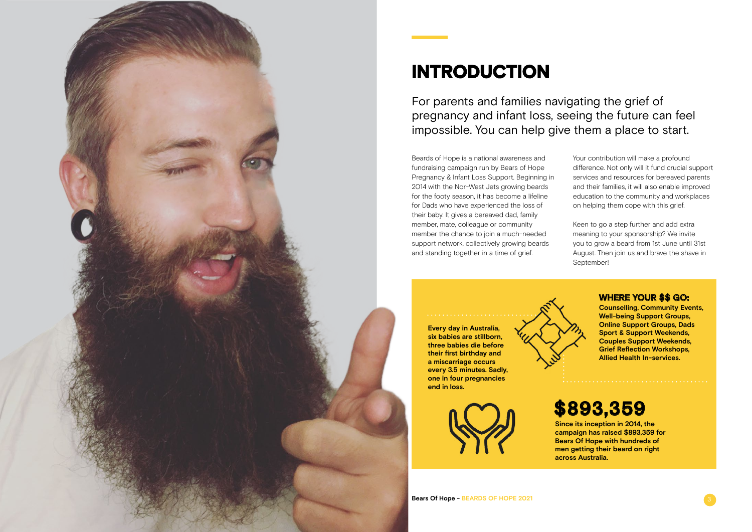# INTRODUCTION

For parents and families navigating the grief of pregnancy and infant loss, seeing the future can feel impossible. You can help give them a place to start.

Beards of Hope is a national awareness and fundraising campaign run by Bears of Hope Pregnancy & Infant Loss Support. Beginning in 2014 with the Nor-West Jets growing beards for the footy season, it has become a lifeline for Dads who have experienced the loss of their baby. It gives a bereaved dad, family member, mate, colleague or community member the chance to join a much-needed support network, collectively growing beards and standing together in a time of grief.

Your contribution will make a profound difference. Not only will it fund crucial support services and resources for bereaved parents and their families, it will also enable improved education to the community and workplaces on helping them cope with this grief.

Keen to go a step further and add extra meaning to your sponsorship? We invite you to grow a beard from 1st June until 31st August. Then join us and brave the shave in September!

**Every day in Australia, six babies are stillborn, three babies die before their first birthday and a miscarriage occurs every 3.5 minutes. Sadly, one in four pregnancies end in loss.**

### WHERE YOUR $$ GO:

**Counselling, Community Events, Well-being Support Groups, Online Support Groups, Dads Sport & Support Weekends, Couples Support Weekends, Grief Reflection Workshops, Allied Health In-services.**

## $893,359

**Since its inception in 2014, the campaign has raised $893,359 for Bears Of Hope with hundreds of men getting their beard on right across Australia.**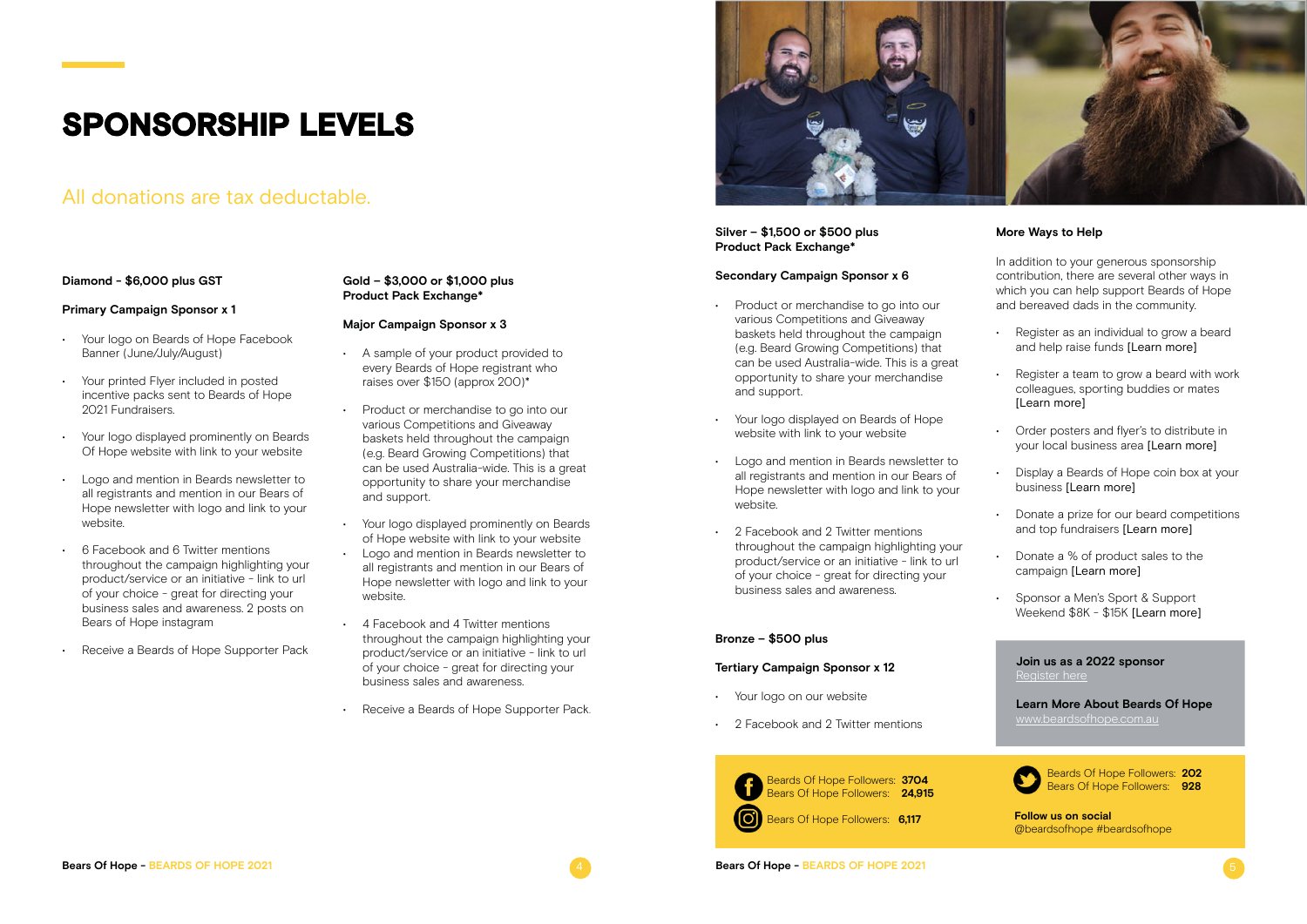# SPONSORSHIP LEVELS

## All donations are tax deductable.

**Diamond - $6,000 plus GST**

**Primary Campaign Sponsor x 1**

- Your logo on Beards of Hope Facebook Banner (June/July/August)
- Your printed Flyer included in posted incentive packs sent to Beards of Hope 2021 Fundraisers.
- Your logo displayed prominently on Beards Of Hope website with link to your website
- Logo and mention in Beards newsletter to all registrants and mention in our Bears of Hope newsletter with logo and link to your website.
- 6 Facebook and 6 Twitter mentions throughout the campaign highlighting your product/service or an initiative - link to url of your choice - great for directing your business sales and awareness. 2 posts on Bears of Hope instagram
- Receive a Beards of Hope Supporter Pack

**Gold – $3,000 or $1,000 plus Product Pack Exchange***

**Major Campaign Sponsor x 3**

- A sample of your product provided to every Beards of Hope registrant who raises over $150 (approx 200)*
- Product or merchandise to go into our various Competitions and Giveaway baskets held throughout the campaign (e.g. Beard Growing Competitions) that can be used Australia-wide. This is a great opportunity to share your merchandise and support.
- Your logo displayed prominently on Beards of Hope website with link to your website
- Logo and mention in Beards newsletter to all registrants and mention in our Bears of Hope newsletter with logo and link to your website.
- 4 Facebook and 4 Twitter mentions throughout the campaign highlighting your product/service or an initiative - link to url of your choice - great for directing your business sales and awareness.
- Receive a Beards of Hope Supporter Pack.

**Silver – $1,500 or $500 plus Product Pack Exchange***

**Secondary Campaign Sponsor x 6**

- Product or merchandise to go into our various Competitions and Giveaway baskets held throughout the campaign (e.g. Beard Growing Competitions) that can be used Australia-wide. This is a great opportunity to share your merchandise and support.
- Your logo displayed on Beards of Hope website with link to your website
- Logo and mention in Beards newsletter to all registrants and mention in our Bears of Hope newsletter with logo and link to your website.
- 2 Facebook and 2 Twitter mentions throughout the campaign highlighting your product/service or an initiative - link to url of your choice - great for directing your business sales and awareness.

**Bronze – $500 plus**

**Tertiary Campaign Sponsor x 12**

- Your logo on our website
- 2 Facebook and 2 Twitter mentions

**More Ways to Help**

In addition to your generous sponsorship contribution, there are several other ways in which you can help support Beards of Hope and bereaved dads in the community.

- Register as an individual to grow a beard and help raise funds [Learn more]
- Register a team to grow a beard with work colleagues, sporting buddies or mates [Learn more]
- Order posters and flyer's to distribute in your local business area [Learn more]
- Display a Beards of Hope coin box at your business [Learn more]
- Donate a prize for our beard competitions and top fundraisers [Learn more]
- Donate a % of product sales to the campaign [Learn more]
- Sponsor a Men's Sport & Support Weekend $8K - $15K [Learn more]

**Join us as a 2022 sponsor**
Register here

**Learn More About Beards Of Hope**
www.beardsofhope.com.au

Beards Of Hope Followers: **3704**
Bears Of Hope Followers: **24,915**

Bears Of Hope Followers: **6,117**

Beards Of Hope Followers: **202**
Bears Of Hope Followers: **928**

**Follow us on social**
@beardsofhope #beardsofhope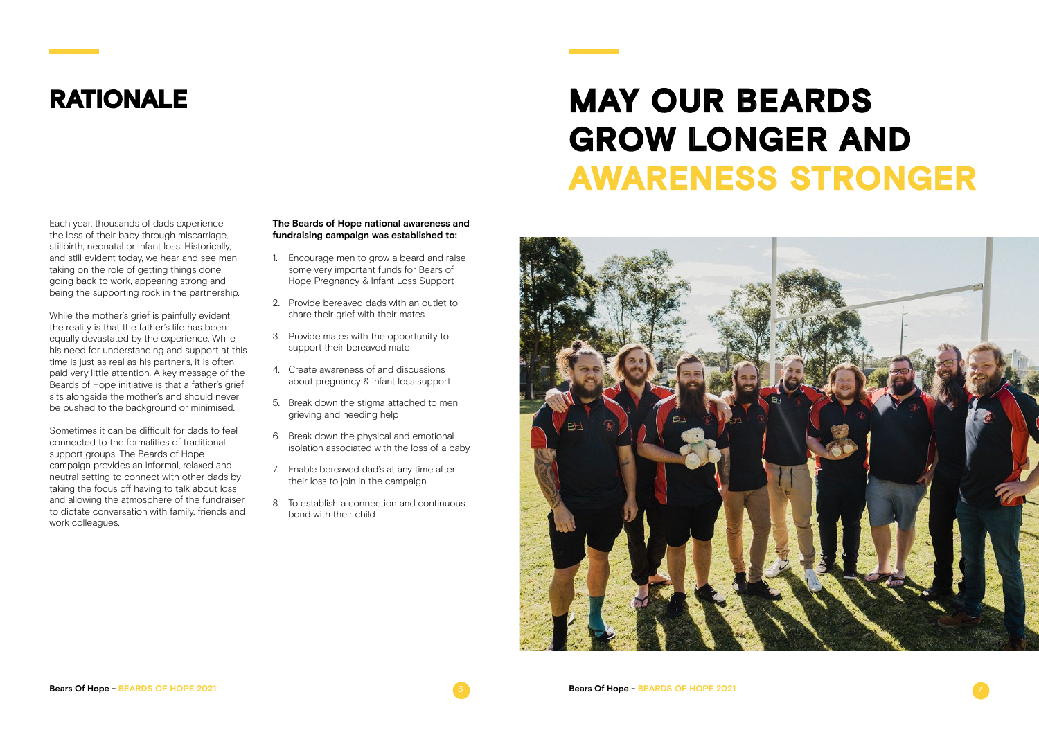# RATIONALE

Each year, thousands of dads experience the loss of their baby through miscarriage, stillbirth, neonatal or infant loss. Historically, and still evident today, we hear and see men taking on the role of getting things done, going back to work, appearing strong and being the supporting rock in the partnership.

While the mother's grief is painfully evident, the reality is that the father's life has been equally devastated by the experience. While his need for understanding and support at this time is just as real as his partner's, it is often paid very little attention. A key message of the Beards of Hope initiative is that a father's grief sits alongside the mother's and should never be pushed to the background or minimised.

Sometimes it can be difficult for dads to feel connected to the formalities of traditional support groups. The Beards of Hope campaign provides an informal, relaxed and neutral setting to connect with other dads by taking the focus off having to talk about loss and allowing the atmosphere of the fundraiser to dictate conversation with family, friends and work colleagues.

**The Beards of Hope national awareness and fundraising campaign was established to:**

1. Encourage men to grow a beard and raise some very important funds for Bears of Hope Pregnancy & Infant Loss Support
2. Provide bereaved dads with an outlet to share their grief with their mates
3. Provide mates with the opportunity to support their bereaved mate
4. Create awareness of and discussions about pregnancy & infant loss support
5. Break down the stigma attached to men grieving and needing help
6. Break down the physical and emotional isolation associated with the loss of a baby
7. Enable bereaved dad's at any time after their loss to join in the campaign
8. To establish a connection and continuous bond with their child

# MAY OUR BEARDS GROW LONGER AND AWARENESS STRONGER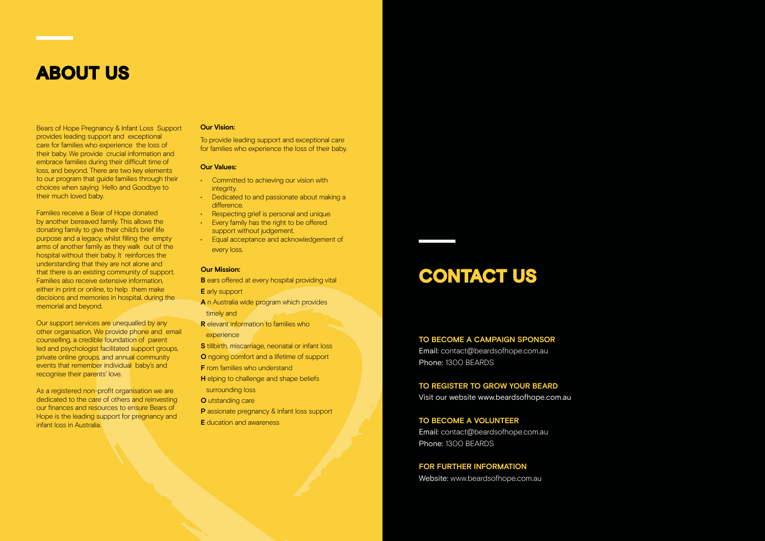# ABOUT US

Bears of Hope Pregnancy & Infant Loss Support provides leading support and exceptional care for families who experience the loss of their baby. We provide crucial information and embrace families during their difficult time of loss, and beyond. There are two key elements to our program that guide families through their choices when saying Hello and Goodbye to their much loved baby.

Families receive a Bear of Hope donated by another bereaved family. This allows the donating family to give their child's brief life purpose and a legacy, whilst filling the empty arms of another family as they walk out of the hospital without their baby. It reinforces the understanding that they are not alone and that there is an existing community of support. Families also receive extensive information, either in print or online, to help them make decisions and memories in hospital, during the memorial and beyond.

Our support services are unequalled by any other organisation. We provide phone and email counselling, a credible foundation of parent led and psychologist facilitated support groups, private online groups, and annual community events that remember individual baby's and recognise their parents' love.

As a registered non-profit organisation we are dedicated to the care of others and reinvesting our finances and resources to ensure Bears of Hope is the leading support for pregnancy and infant loss in Australia.

**Our Vision:**

To provide leading support and exceptional care for families who experience the loss of their baby.

**Our Values:**

- Committed to achieving our vision with integrity.
- Dedicated to and passionate about making a difference.
- Respecting grief is personal and unique.
- Every family has the right to be offered support without judgement.
- Equal acceptance and acknowledgement of every loss.

**Our Mission:**

**B** ears offered at every hospital providing vital
**E** arly support
**A** n Australia wide program which provides timely and
**R** elevant information to families who experience
**S** tillbirth, miscarriage, neonatal or infant loss
**O** ngoing comfort and a lifetime of support
**F** rom families who understand
**H** elping to challenge and shape beliefs surrounding loss
**O** utstanding care
**P** assionate pregnancy & infant loss support
**E** ducation and awareness

# CONTACT US

**TO BECOME A CAMPAIGN SPONSOR**
Email: contact@beardsofhope.com.au
Phone: 1300 BEARDS

**TO REGISTER TO GROW YOUR BEARD**
Visit our website www.beardsofhope.com.au

**TO BECOME A VOLUNTEER**
Email: contact@beardsofhope.com.au
Phone: 1300 BEARDS

**FOR FURTHER INFORMATION**
Website: www.beardsofhope.com.au